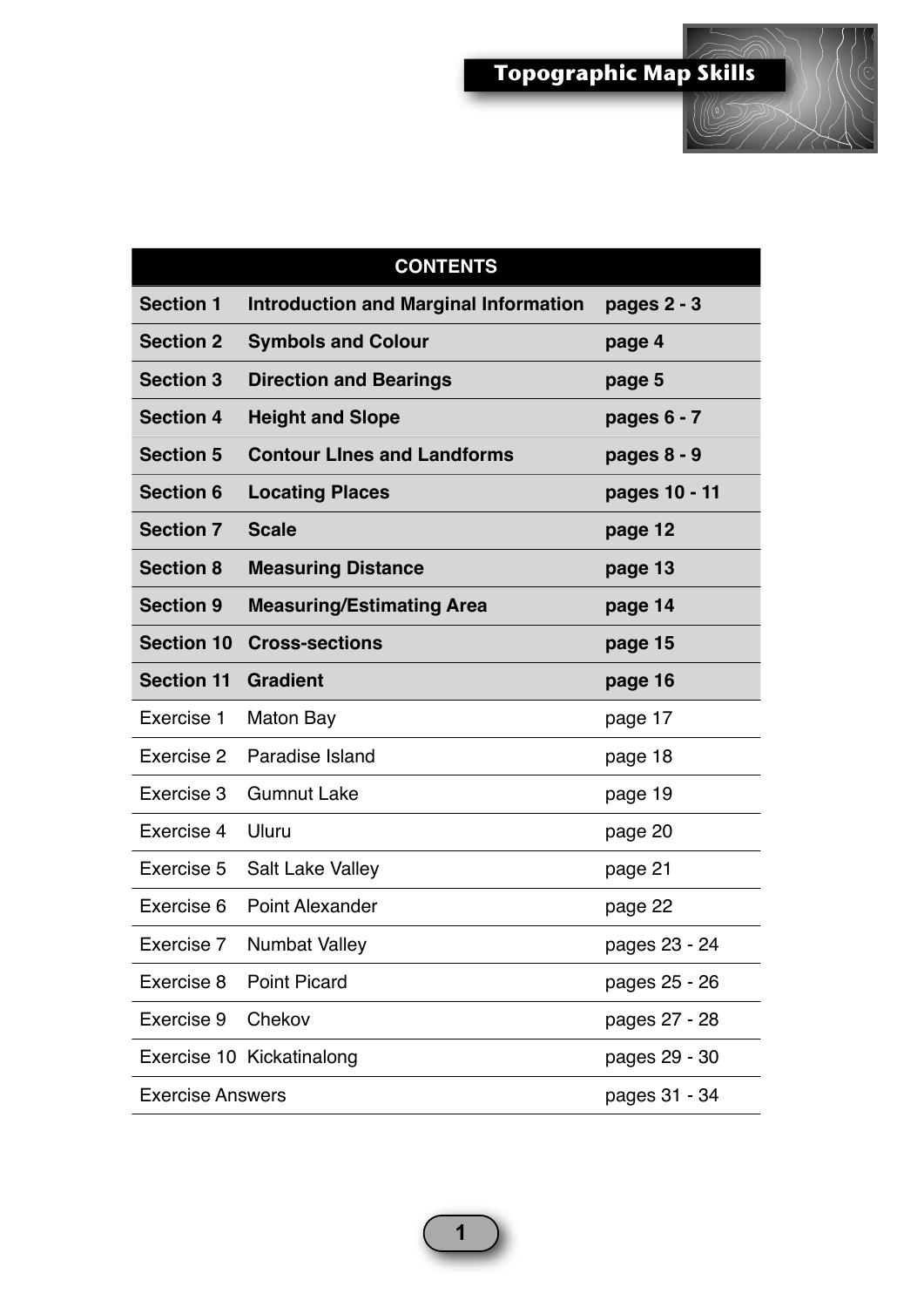# Topographic Map Skills

| CONTENTS | | |
|---|---|---|
| **Section 1** | **Introduction and Marginal Information** | **pages 2 - 3** |
| **Section 2** | **Symbols and Colour** | **page 4** |
| **Section 3** | **Direction and Bearings** | **page 5** |
| **Section 4** | **Height and Slope** | **pages 6 - 7** |
| **Section 5** | **Contour LInes and Landforms** | **pages 8 - 9** |
| **Section 6** | **Locating Places** | **pages 10 - 11** |
| **Section 7** | **Scale** | **page 12** |
| **Section 8** | **Measuring Distance** | **page 13** |
| **Section 9** | **Measuring/Estimating Area** | **page 14** |
| **Section 10** | **Cross-sections** | **page 15** |
| **Section 11** | **Gradient** | **page 16** |
| Exercise 1 | Maton Bay | page 17 |
| Exercise 2 | Paradise Island | page 18 |
| Exercise 3 | Gumnut Lake | page 19 |
| Exercise 4 | Uluru | page 20 |
| Exercise 5 | Salt Lake Valley | page 21 |
| Exercise 6 | Point Alexander | page 22 |
| Exercise 7 | Numbat Valley | pages 23 - 24 |
| Exercise 8 | Point Picard | pages 25 - 26 |
| Exercise 9 | Chekov | pages 27 - 28 |
| Exercise 10 | Kickatinalong | pages 29 - 30 |
| Exercise Answers | | pages 31 - 34 |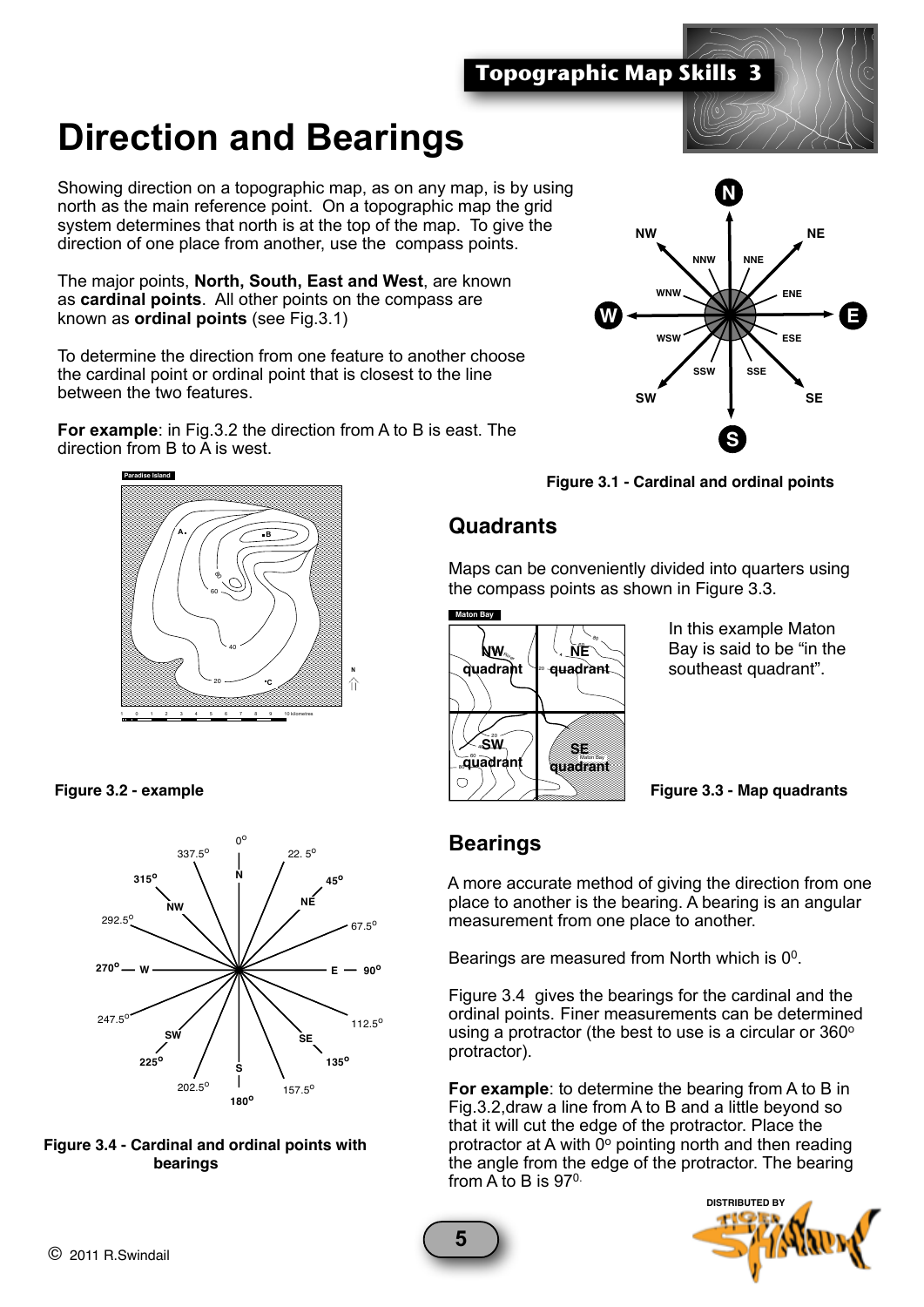# Direction and Bearings

Showing direction on a topographic map, as on any map, is by using north as the main reference point. On a topographic map the grid system determines that north is at the top of the map. To give the direction of one place from another, use the compass points.

The major points, **North, South, East and West**, are known as **cardinal points**. All other points on the compass are known as **ordinal points** (see Fig.3.1)

To determine the direction from one feature to another choose the cardinal point or ordinal point that is closest to the line between the two features.

**For example**: in Fig.3.2 the direction from A to B is east. The direction from B to A is west.

**Figure 3.1 - Cardinal and ordinal points**

**Figure 3.2 - example**

## Quadrants

Maps can be conveniently divided into quarters using the compass points as shown in Figure 3.3.

In this example Maton Bay is said to be "in the southeast quadrant".

**Figure 3.3 - Map quadrants**

## Bearings

A more accurate method of giving the direction from one place to another is the bearing. A bearing is an angular measurement from one place to another.

Bearings are measured from North which is $0^0$.

Figure 3.4 gives the bearings for the cardinal and the ordinal points. Finer measurements can be determined using a protractor (the best to use is a circular or 360° protractor).

**For example**: to determine the bearing from A to B in Fig.3.2,draw a line from A to B and a little beyond so that it will cut the edge of the protractor. Place the protractor at A with 0° pointing north and then reading the angle from the edge of the protractor. The bearing from A to B is $97^0$.

**Figure 3.4 - Cardinal and ordinal points with bearings**

© 2011 R.Swindail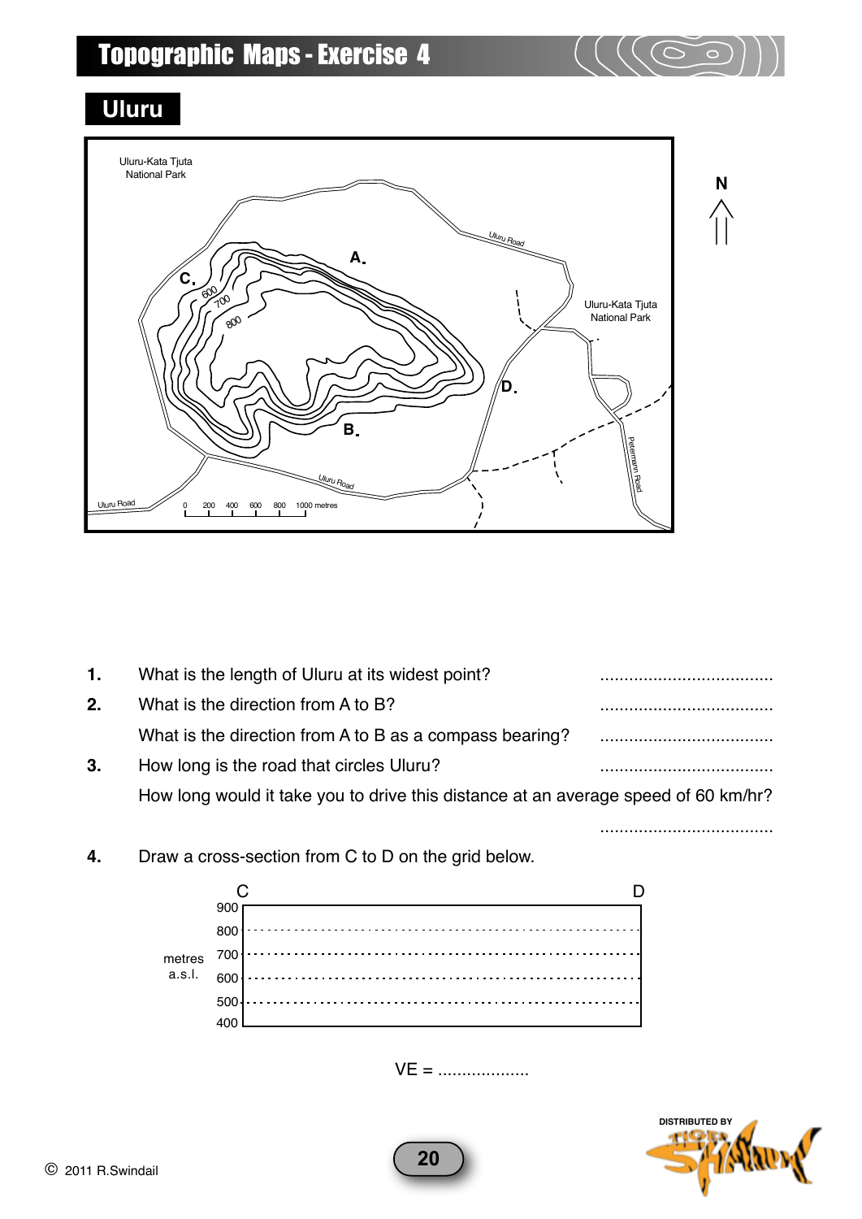# Topographic Maps - Exercise 4

## Uluru

Uluru-Kata Tjuta National Park

N

Uluru Road

A.

C.

600

700

800

Uluru-Kata Tjuta National Park

D.

B.

Uluru Road

Petermann Road

Uluru Road

0 200 400 600 800 1000 metres

1. What is the length of Uluru at its widest point? ....................................

2. What is the direction from A to B? ....................................

   What is the direction from A to B as a compass bearing? ....................................

3. How long is the road that circles Uluru? ....................................

   How long would it take you to drive this distance at an average speed of 60 km/hr?

   ....................................

4. Draw a cross-section from C to D on the grid below.

C

D

metres a.s.l.

900

800

700

600

500

400

VE = ...................

© 2011 R.Swindail

DISTRIBUTED BY